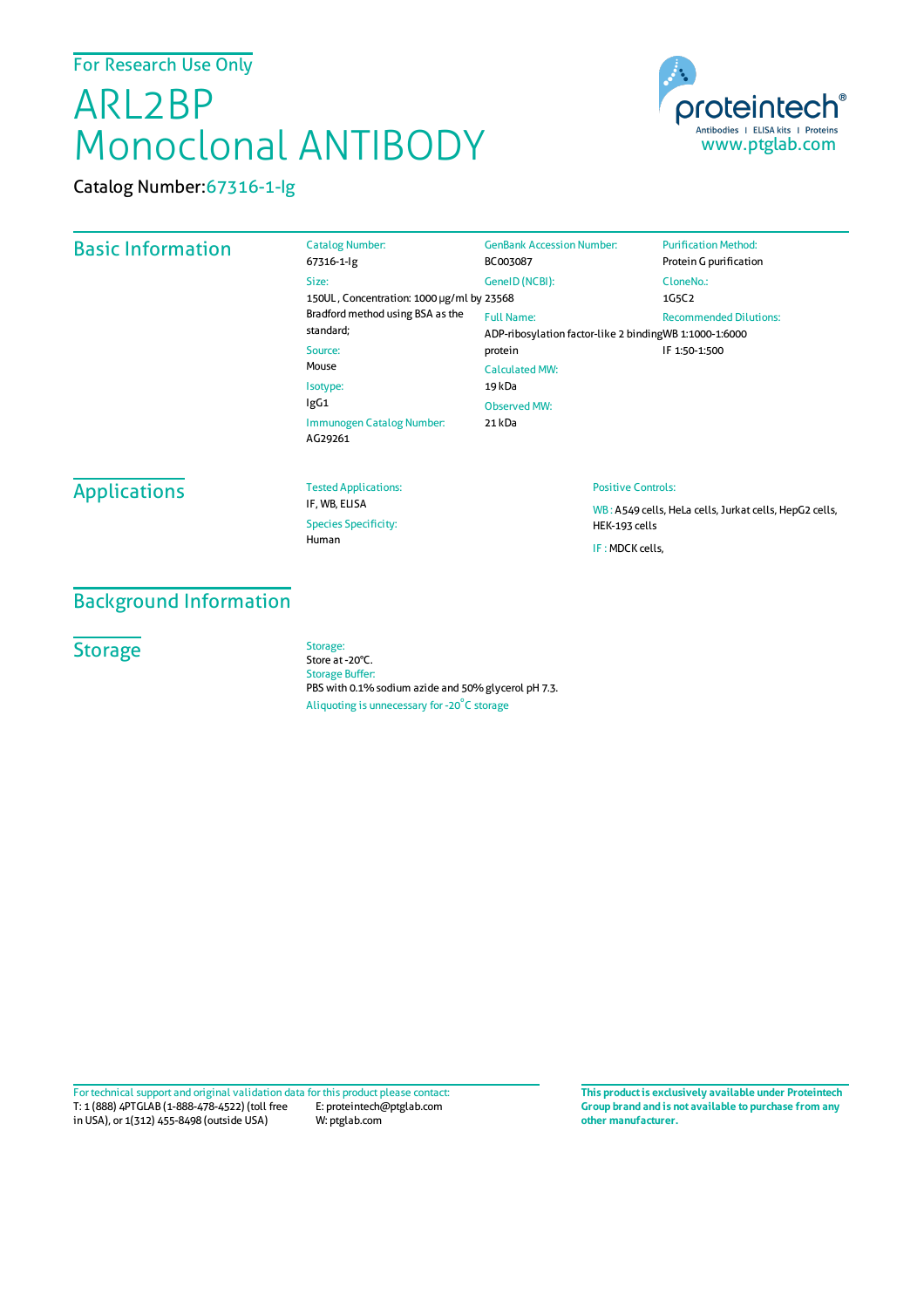For Research Use Only

# ARL2BP Monoclonal ANTIBODY

Catalog Number:67316-1-Ig

proteintech®
Antibodies | ELISA kits | Proteins
www.ptglab.com

## Basic Information

Catalog Number:
67316-1-Ig

Size:
150UL , Concentration: 1000 μg/ml by Bradford method using BSA as the standard;

Source:
Mouse

Isotype:
IgG1

Immunogen Catalog Number:
AG29261

GenBank Accession Number:
BC003087

GeneID (NCBI):
23568

Full Name:
ADP-ribosylation factor-like 2 binding protein

Calculated MW:
19 kDa

Observed MW:
21 kDa

Purification Method:
Protein G purification

CloneNo.:
1G5C2

Recommended Dilutions:
WB 1:1000-1:6000
IF 1:50-1:500

## Applications

Tested Applications:
IF, WB, ELISA

Species Specificity:
Human

Positive Controls:

WB : A549 cells, HeLa cells, Jurkat cells, HepG2 cells, HEK-193 cells

IF : MDCK cells,

## Background Information

## Storage

Storage:
Store at -20°C.

Storage Buffer:
PBS with 0.1% sodium azide and 50% glycerol pH 7.3.

Aliquoting is unnecessary for -20°C storage

For technical support and original validation data for this product please contact:
T: 1 (888) 4PTGLAB (1-888-478-4522) (toll free in USA), or 1(312) 455-8498 (outside USA)
E: proteintech@ptglab.com
W: ptglab.com

**This product is exclusively available under Proteintech Group brand and is not available to purchase from any other manufacturer.**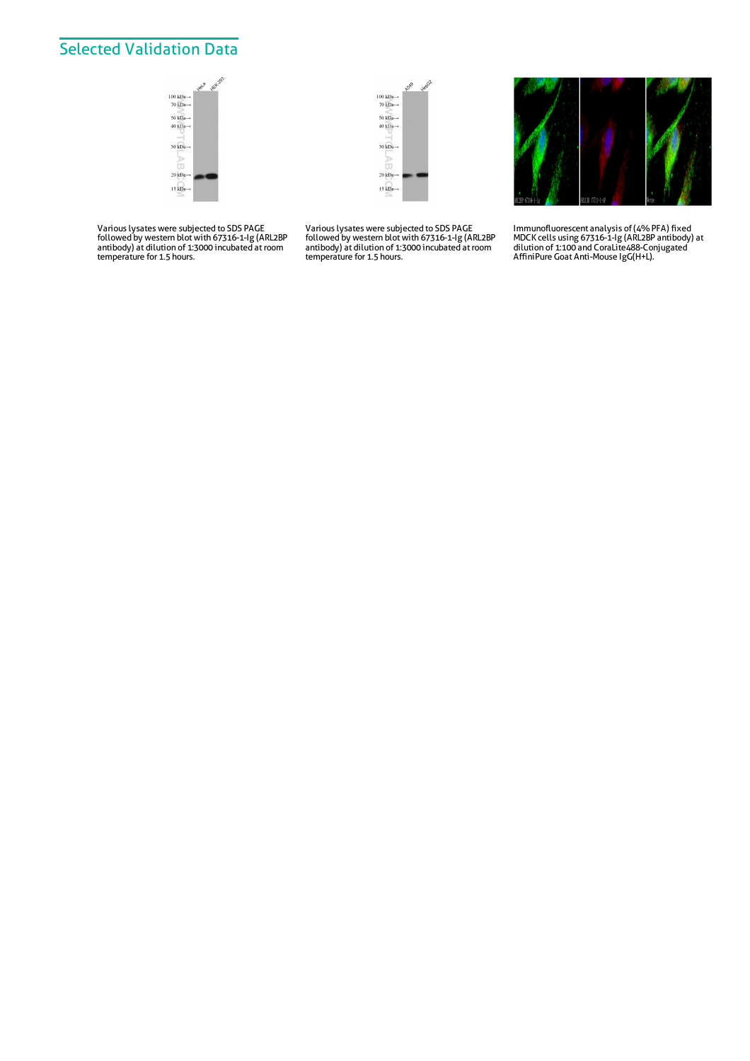## Selected Validation Data

100 kDa→
70 kDa→
50 kDa→
40 kDa→
30 kDa→
20 kDa→
15 kDa→

HeLa
HEK-293

Various lysates were subjected to SDS PAGE followed by western blot with 67316-1-Ig (ARL2BP antibody) at dilution of 1:3000 incubated at room temperature for 1.5 hours.

100 kDa→
70 kDa→
50 kDa→
40 kDa→
30 kDa→
20 kDa→
15 kDa→

A549
HepG2

Various lysates were subjected to SDS PAGE followed by western blot with 67316-1-Ig (ARL2BP antibody) at dilution of 1:3000 incubated at room temperature for 1.5 hours.

Immunofluorescent analysis of (4% PFA) fixed MDCK cells using 67316-1-Ig (ARL2BP antibody) at dilution of 1:100 and CoraLite488-Conjugated AffiniPure Goat Anti-Mouse IgG(H+L).